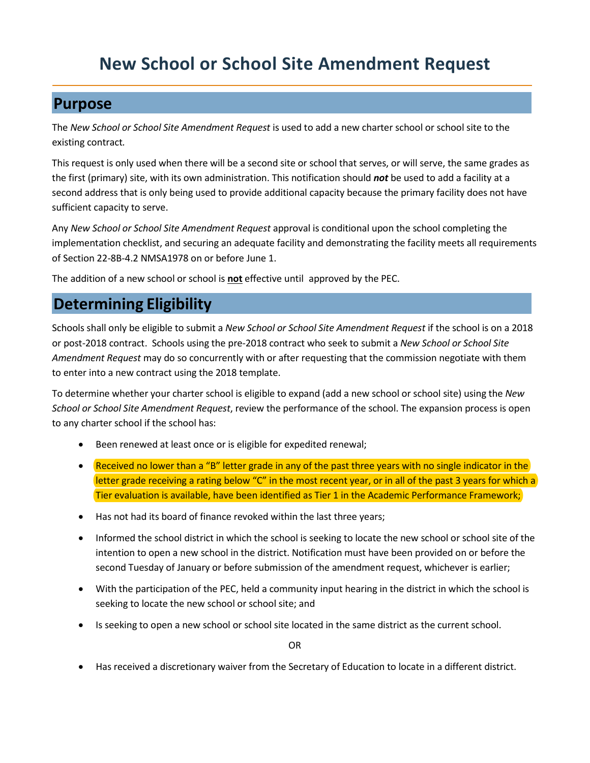# New School or School Site Amendment Request

## Purpose

The *New School or School Site Amendment Request* is used to add a new charter school or school site to the existing contract.

This request is only used when there will be a second site or school that serves, or will serve, the same grades as the first (primary) site, with its own administration. This notification should ***not*** be used to add a facility at a second address that is only being used to provide additional capacity because the primary facility does not have sufficient capacity to serve.

Any *New School or School Site Amendment Request* approval is conditional upon the school completing the implementation checklist, and securing an adequate facility and demonstrating the facility meets all requirements of Section 22-8B-4.2 NMSA1978 on or before June 1.

The addition of a new school or school is **not** effective until approved by the PEC.

## Determining Eligibility

Schools shall only be eligible to submit a *New School or School Site Amendment Request* if the school is on a 2018 or post-2018 contract. Schools using the pre-2018 contract who seek to submit a *New School or School Site Amendment Request* may do so concurrently with or after requesting that the commission negotiate with them to enter into a new contract using the 2018 template.

To determine whether your charter school is eligible to expand (add a new school or school site) using the *New School or School Site Amendment Request*, review the performance of the school. The expansion process is open to any charter school if the school has:

- Been renewed at least once or is eligible for expedited renewal;
- Received no lower than a "B" letter grade in any of the past three years with no single indicator in the letter grade receiving a rating below "C" in the most recent year, or in all of the past 3 years for which a Tier evaluation is available, have been identified as Tier 1 in the Academic Performance Framework;
- Has not had its board of finance revoked within the last three years;
- Informed the school district in which the school is seeking to locate the new school or school site of the intention to open a new school in the district. Notification must have been provided on or before the second Tuesday of January or before submission of the amendment request, whichever is earlier;
- With the participation of the PEC, held a community input hearing in the district in which the school is seeking to locate the new school or school site; and
- Is seeking to open a new school or school site located in the same district as the current school.

OR

- Has received a discretionary waiver from the Secretary of Education to locate in a different district.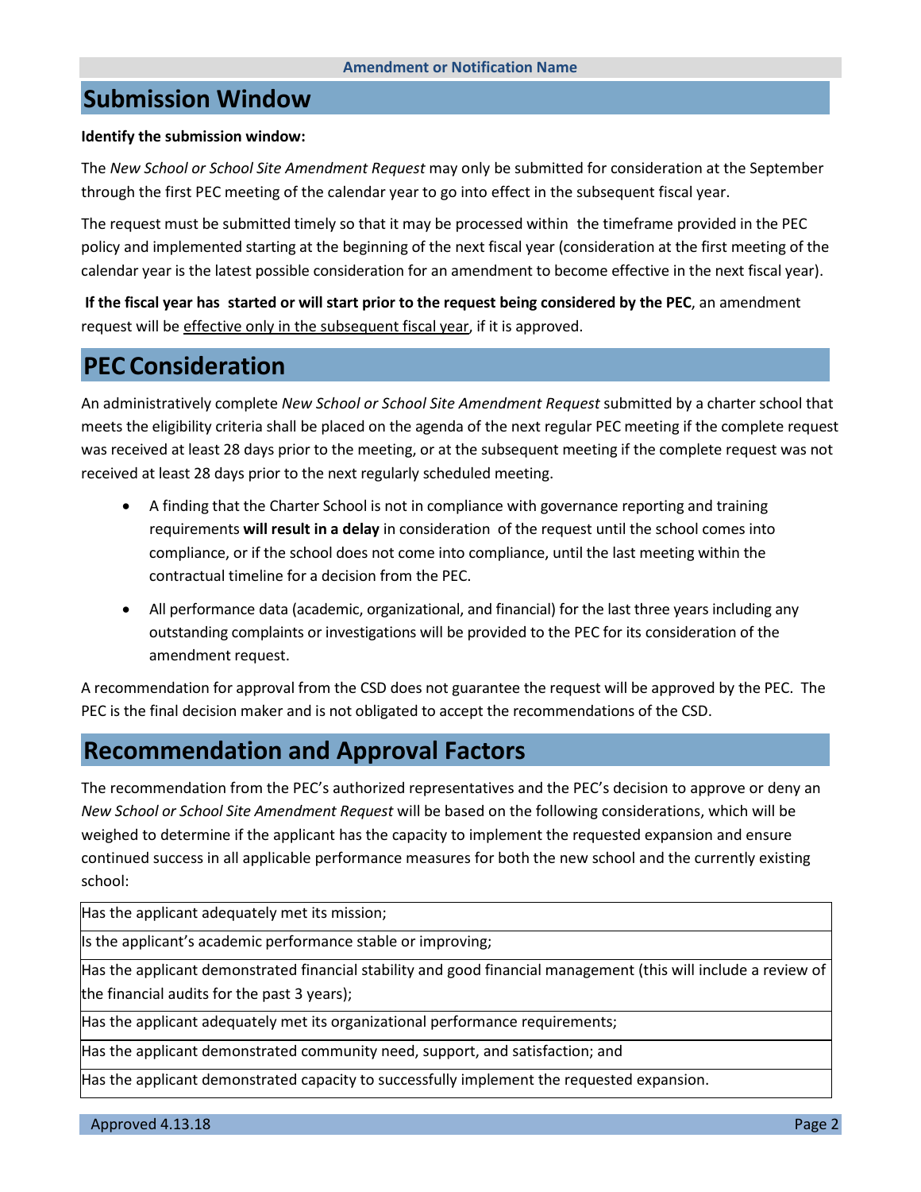## Submission Window

**Identify the submission window:**

The *New School or School Site Amendment Request* may only be submitted for consideration at the September through the first PEC meeting of the calendar year to go into effect in the subsequent fiscal year.

The request must be submitted timely so that it may be processed within the timeframe provided in the PEC policy and implemented starting at the beginning of the next fiscal year (consideration at the first meeting of the calendar year is the latest possible consideration for an amendment to become effective in the next fiscal year).

**If the fiscal year has started or will start prior to the request being considered by the PEC**, an amendment request will be <u>effective only in the subsequent fiscal year</u>, if it is approved.

## PEC Consideration

An administratively complete *New School or School Site Amendment Request* submitted by a charter school that meets the eligibility criteria shall be placed on the agenda of the next regular PEC meeting if the complete request was received at least 28 days prior to the meeting, or at the subsequent meeting if the complete request was not received at least 28 days prior to the next regularly scheduled meeting.

- A finding that the Charter School is not in compliance with governance reporting and training requirements **will result in a delay** in consideration of the request until the school comes into compliance, or if the school does not come into compliance, until the last meeting within the contractual timeline for a decision from the PEC.
- All performance data (academic, organizational, and financial) for the last three years including any outstanding complaints or investigations will be provided to the PEC for its consideration of the amendment request.

A recommendation for approval from the CSD does not guarantee the request will be approved by the PEC. The PEC is the final decision maker and is not obligated to accept the recommendations of the CSD.

## Recommendation and Approval Factors

The recommendation from the PEC's authorized representatives and the PEC's decision to approve or deny an *New School or School Site Amendment Request* will be based on the following considerations, which will be weighed to determine if the applicant has the capacity to implement the requested expansion and ensure continued success in all applicable performance measures for both the new school and the currently existing school:

| |
|---|
| Has the applicant adequately met its mission; |
| Is the applicant's academic performance stable or improving; |
| Has the applicant demonstrated financial stability and good financial management (this will include a review of the financial audits for the past 3 years); |
| Has the applicant adequately met its organizational performance requirements; |
| Has the applicant demonstrated community need, support, and satisfaction; and |
| Has the applicant demonstrated capacity to successfully implement the requested expansion. |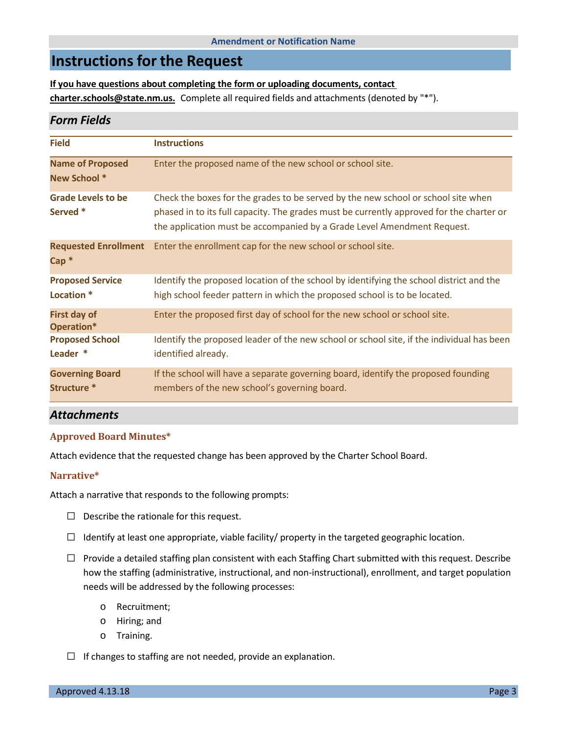# Instructions for the Request

**If you have questions about completing the form or uploading documents, contact charter.schools@state.nm.us.** Complete all required fields and attachments (denoted by "*").

## *Form Fields*

| Field | Instructions |
|---|---|
| **Name of Proposed New School *** | Enter the proposed name of the new school or school site. |
| **Grade Levels to be Served *** | Check the boxes for the grades to be served by the new school or school site when phased in to its full capacity. The grades must be currently approved for the charter or the application must be accompanied by a Grade Level Amendment Request. |
| **Requested Enrollment Cap *** | Enter the enrollment cap for the new school or school site. |
| **Proposed Service Location *** | Identify the proposed location of the school by identifying the school district and the high school feeder pattern in which the proposed school is to be located. |
| **First day of Operation*** | Enter the proposed first day of school for the new school or school site. |
| **Proposed School Leader *** | Identify the proposed leader of the new school or school site, if the individual has been identified already. |
| **Governing Board Structure *** | If the school will have a separate governing board, identify the proposed founding members of the new school's governing board. |

## *Attachments*

### Approved Board Minutes*

Attach evidence that the requested change has been approved by the Charter School Board.

### Narrative*

Attach a narrative that responds to the following prompts:

- ☐ Describe the rationale for this request.
- ☐ Identify at least one appropriate, viable facility/ property in the targeted geographic location.
- ☐ Provide a detailed staffing plan consistent with each Staffing Chart submitted with this request. Describe how the staffing (administrative, instructional, and non-instructional), enrollment, and target population needs will be addressed by the following processes:
  - Recruitment;
  - Hiring; and
  - Training.
- ☐ If changes to staffing are not needed, provide an explanation.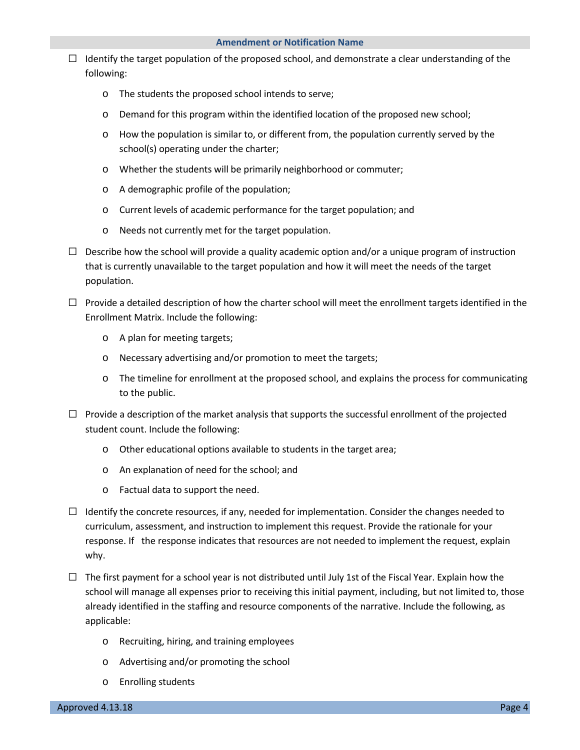**Amendment or Notification Name**

- ☐ Identify the target population of the proposed school, and demonstrate a clear understanding of the following:
  - o The students the proposed school intends to serve;
  - o Demand for this program within the identified location of the proposed new school;
  - o How the population is similar to, or different from, the population currently served by the school(s) operating under the charter;
  - o Whether the students will be primarily neighborhood or commuter;
  - o A demographic profile of the population;
  - o Current levels of academic performance for the target population; and
  - o Needs not currently met for the target population.
- ☐ Describe how the school will provide a quality academic option and/or a unique program of instruction that is currently unavailable to the target population and how it will meet the needs of the target population.
- ☐ Provide a detailed description of how the charter school will meet the enrollment targets identified in the Enrollment Matrix. Include the following:
  - o A plan for meeting targets;
  - o Necessary advertising and/or promotion to meet the targets;
  - o The timeline for enrollment at the proposed school, and explains the process for communicating to the public.
- ☐ Provide a description of the market analysis that supports the successful enrollment of the projected student count. Include the following:
  - o Other educational options available to students in the target area;
  - o An explanation of need for the school; and
  - o Factual data to support the need.
- ☐ Identify the concrete resources, if any, needed for implementation. Consider the changes needed to curriculum, assessment, and instruction to implement this request. Provide the rationale for your response. If the response indicates that resources are not needed to implement the request, explain why.
- ☐ The first payment for a school year is not distributed until July 1st of the Fiscal Year. Explain how the school will manage all expenses prior to receiving this initial payment, including, but not limited to, those already identified in the staffing and resource components of the narrative. Include the following, as applicable:
  - o Recruiting, hiring, and training employees
  - o Advertising and/or promoting the school
  - o Enrolling students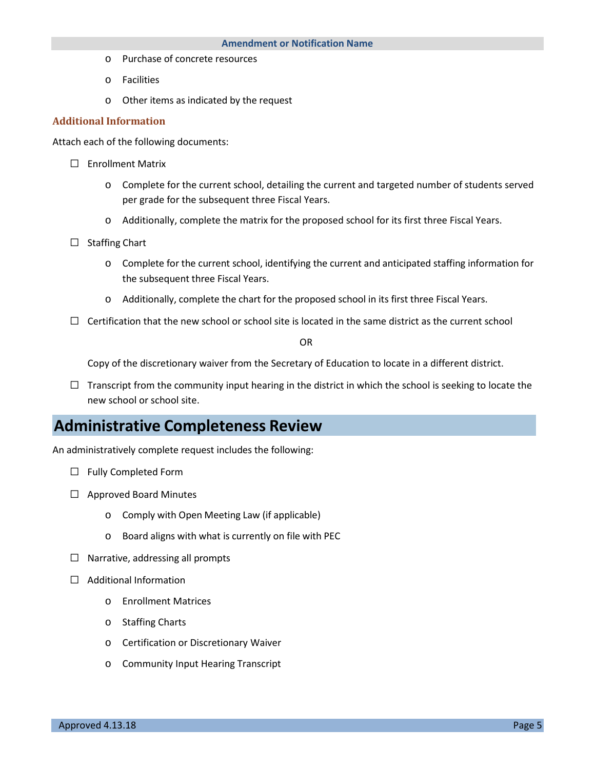- Purchase of concrete resources
- Facilities
- Other items as indicated by the request

### Additional Information

Attach each of the following documents:

- ☐ Enrollment Matrix
  - Complete for the current school, detailing the current and targeted number of students served per grade for the subsequent three Fiscal Years.
  - Additionally, complete the matrix for the proposed school for its first three Fiscal Years.
- ☐ Staffing Chart
  - Complete for the current school, identifying the current and anticipated staffing information for the subsequent three Fiscal Years.
  - Additionally, complete the chart for the proposed school in its first three Fiscal Years.
- ☐ Certification that the new school or school site is located in the same district as the current school

  OR

  Copy of the discretionary waiver from the Secretary of Education to locate in a different district.
- ☐ Transcript from the community input hearing in the district in which the school is seeking to locate the new school or school site.

## Administrative Completeness Review

An administratively complete request includes the following:

- ☐ Fully Completed Form
- ☐ Approved Board Minutes
  - Comply with Open Meeting Law (if applicable)
  - Board aligns with what is currently on file with PEC
- ☐ Narrative, addressing all prompts
- ☐ Additional Information
  - Enrollment Matrices
  - Staffing Charts
  - Certification or Discretionary Waiver
  - Community Input Hearing Transcript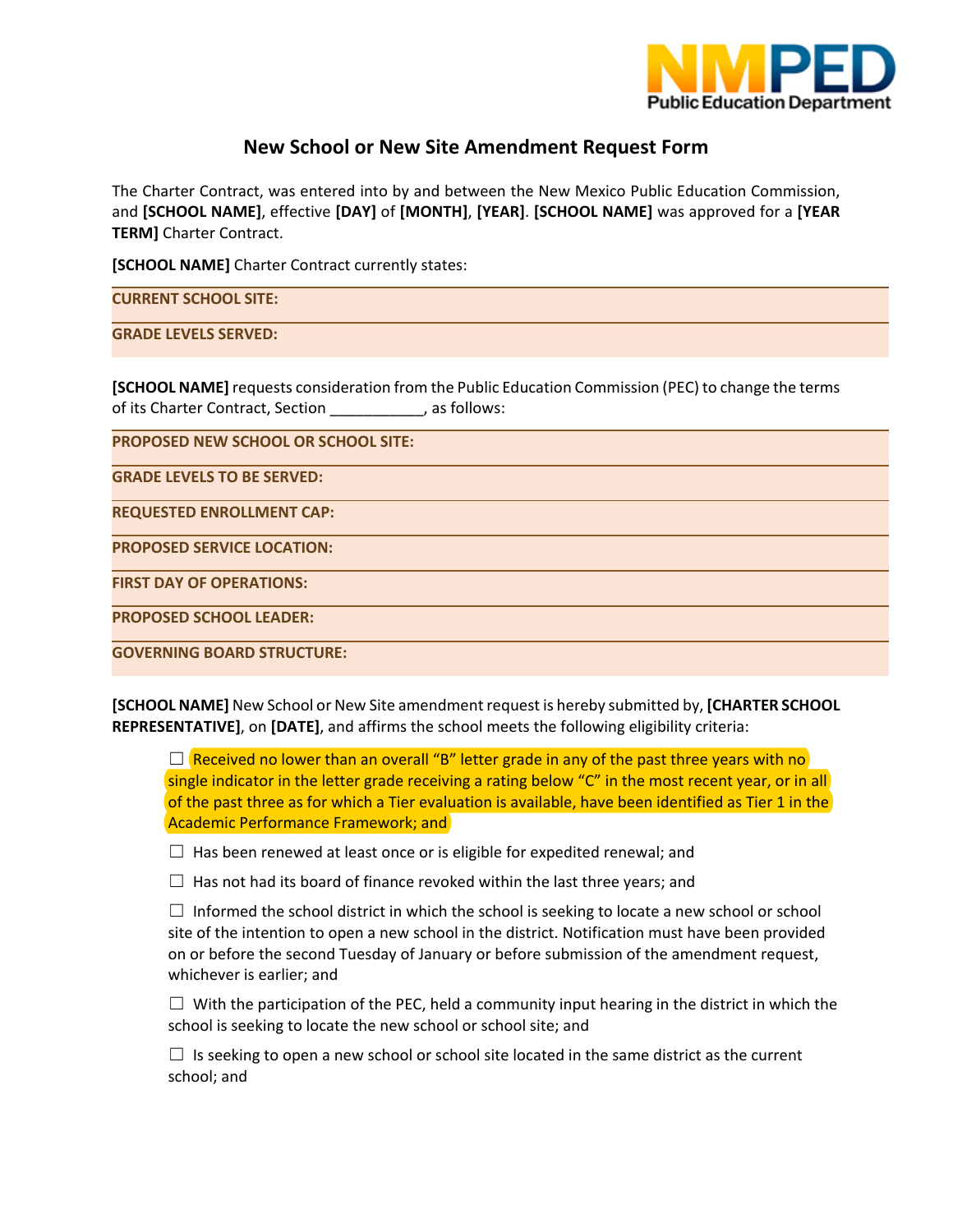## New School or New Site Amendment Request Form

The Charter Contract, was entered into by and between the New Mexico Public Education Commission, and **[SCHOOL NAME]**, effective **[DAY]** of **[MONTH]**, **[YEAR]**. **[SCHOOL NAME]** was approved for a **[YEAR TERM]** Charter Contract.

**[SCHOOL NAME]** Charter Contract currently states:

| | |
|---|---|
| **CURRENT SCHOOL SITE:** | |
| **GRADE LEVELS SERVED:** | |

**[SCHOOL NAME]** requests consideration from the Public Education Commission (PEC) to change the terms of its Charter Contract, Section ___________, as follows:

| | |
|---|---|
| **PROPOSED NEW SCHOOL OR SCHOOL SITE:** | |
| **GRADE LEVELS TO BE SERVED:** | |
| **REQUESTED ENROLLMENT CAP:** | |
| **PROPOSED SERVICE LOCATION:** | |
| **FIRST DAY OF OPERATIONS:** | |
| **PROPOSED SCHOOL LEADER:** | |
| **GOVERNING BOARD STRUCTURE:** | |

**[SCHOOL NAME]** New School or New Site amendment request is hereby submitted by, **[CHARTER SCHOOL REPRESENTATIVE]**, on **[DATE]**, and affirms the school meets the following eligibility criteria:

- ☐ Received no lower than an overall "B" letter grade in any of the past three years with no single indicator in the letter grade receiving a rating below "C" in the most recent year, or in all of the past three as for which a Tier evaluation is available, have been identified as Tier 1 in the Academic Performance Framework; and
- ☐ Has been renewed at least once or is eligible for expedited renewal; and
- ☐ Has not had its board of finance revoked within the last three years; and
- ☐ Informed the school district in which the school is seeking to locate a new school or school site of the intention to open a new school in the district. Notification must have been provided on or before the second Tuesday of January or before submission of the amendment request, whichever is earlier; and
- ☐ With the participation of the PEC, held a community input hearing in the district in which the school is seeking to locate the new school or school site; and
- ☐ Is seeking to open a new school or school site located in the same district as the current school; and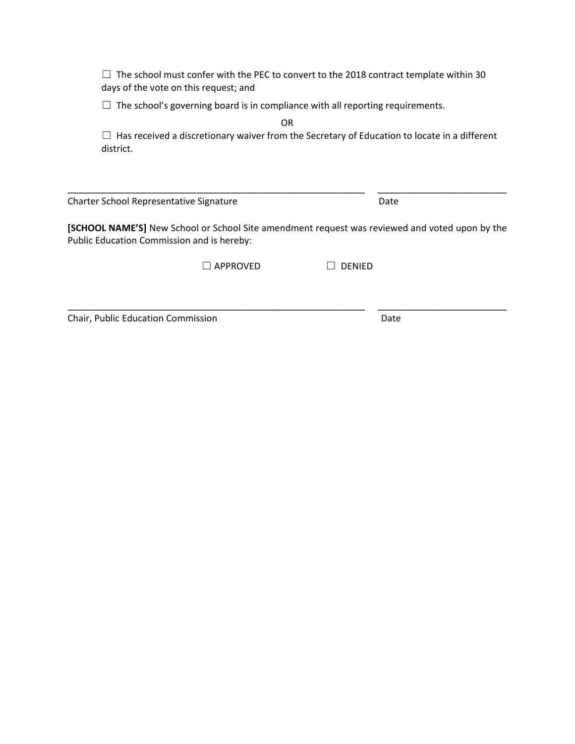☐ The school must confer with the PEC to convert to the 2018 contract template within 30 days of the vote on this request; and

☐ The school's governing board is in compliance with all reporting requirements.

OR

☐ Has received a discretionary waiver from the Secretary of Education to locate in a different district.

\_\_\_\_\_\_\_\_\_\_\_\_\_\_\_\_\_\_\_\_\_\_\_\_\_\_\_\_\_\_\_\_\_\_\_\_\_\_\_\_\_\_\_\_\_\_\_\_\_\_\_\_\_\_\_\_ \_\_\_\_\_\_\_\_\_\_\_\_\_\_\_\_\_\_\_\_\_\_\_\_

Charter School Representative Signature Date

**[SCHOOL NAME'S]** New School or School Site amendment request was reviewed and voted upon by the Public Education Commission and is hereby:

☐ APPROVED ☐ DENIED

\_\_\_\_\_\_\_\_\_\_\_\_\_\_\_\_\_\_\_\_\_\_\_\_\_\_\_\_\_\_\_\_\_\_\_\_\_\_\_\_\_\_\_\_\_\_\_\_\_\_\_\_\_\_\_\_ \_\_\_\_\_\_\_\_\_\_\_\_\_\_\_\_\_\_\_\_\_\_\_\_

Chair, Public Education Commission Date